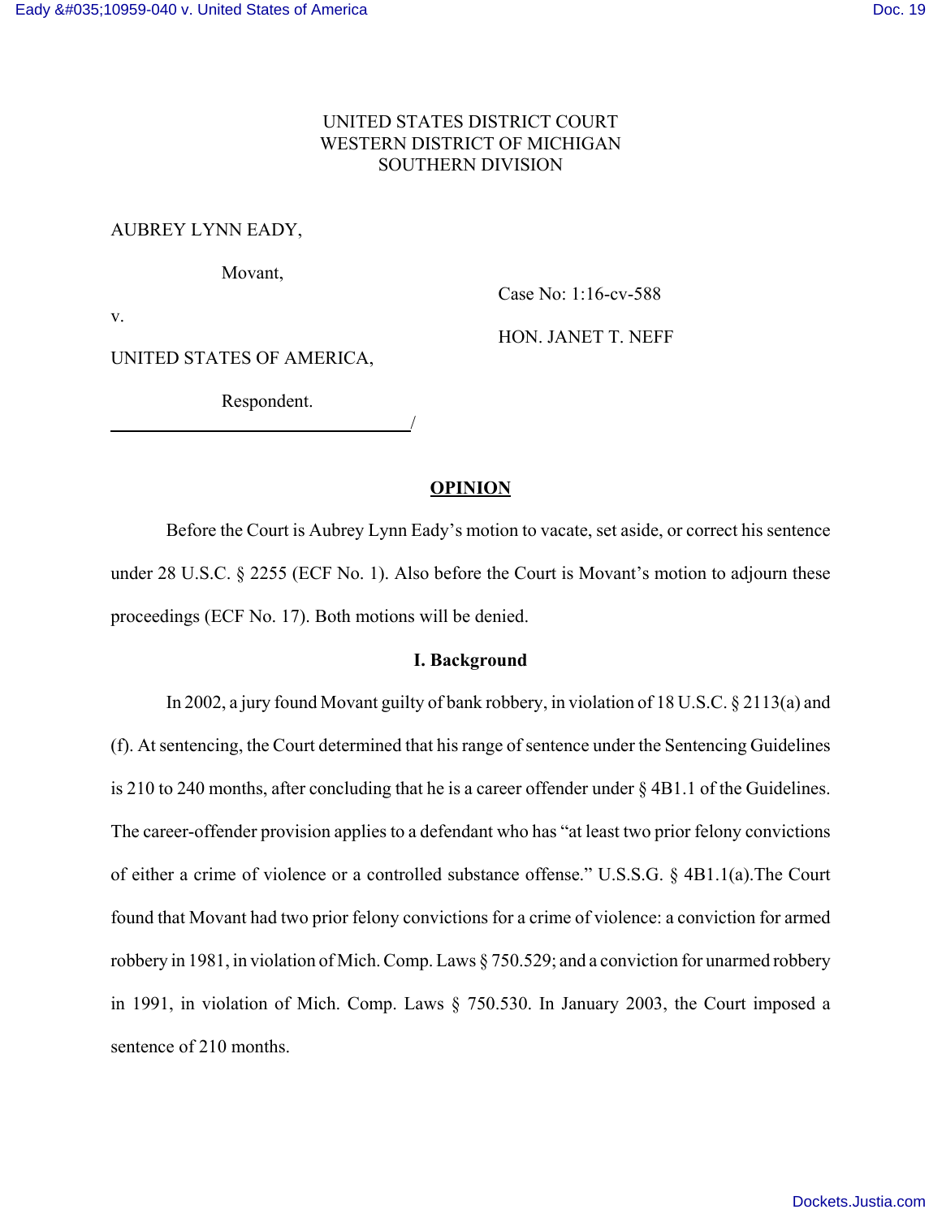UNITED STATES DISTRICT COURT
WESTERN DISTRICT OF MICHIGAN
SOUTHERN DIVISION

AUBREY LYNN EADY,

Movant,

v.

UNITED STATES OF AMERICA,

Respondent.

Case No: 1:16-cv-588

HON. JANET T. NEFF

## OPINION

Before the Court is Aubrey Lynn Eady's motion to vacate, set aside, or correct his sentence under 28 U.S.C. § 2255 (ECF No. 1). Also before the Court is Movant's motion to adjourn these proceedings (ECF No. 17). Both motions will be denied.

### I. Background

In 2002, a jury found Movant guilty of bank robbery, in violation of 18 U.S.C. § 2113(a) and (f). At sentencing, the Court determined that his range of sentence under the Sentencing Guidelines is 210 to 240 months, after concluding that he is a career offender under § 4B1.1 of the Guidelines. The career-offender provision applies to a defendant who has "at least two prior felony convictions of either a crime of violence or a controlled substance offense." U.S.S.G. § 4B1.1(a).The Court found that Movant had two prior felony convictions for a crime of violence: a conviction for armed robbery in 1981, in violation of Mich. Comp. Laws § 750.529; and a conviction for unarmed robbery in 1991, in violation of Mich. Comp. Laws § 750.530. In January 2003, the Court imposed a sentence of 210 months.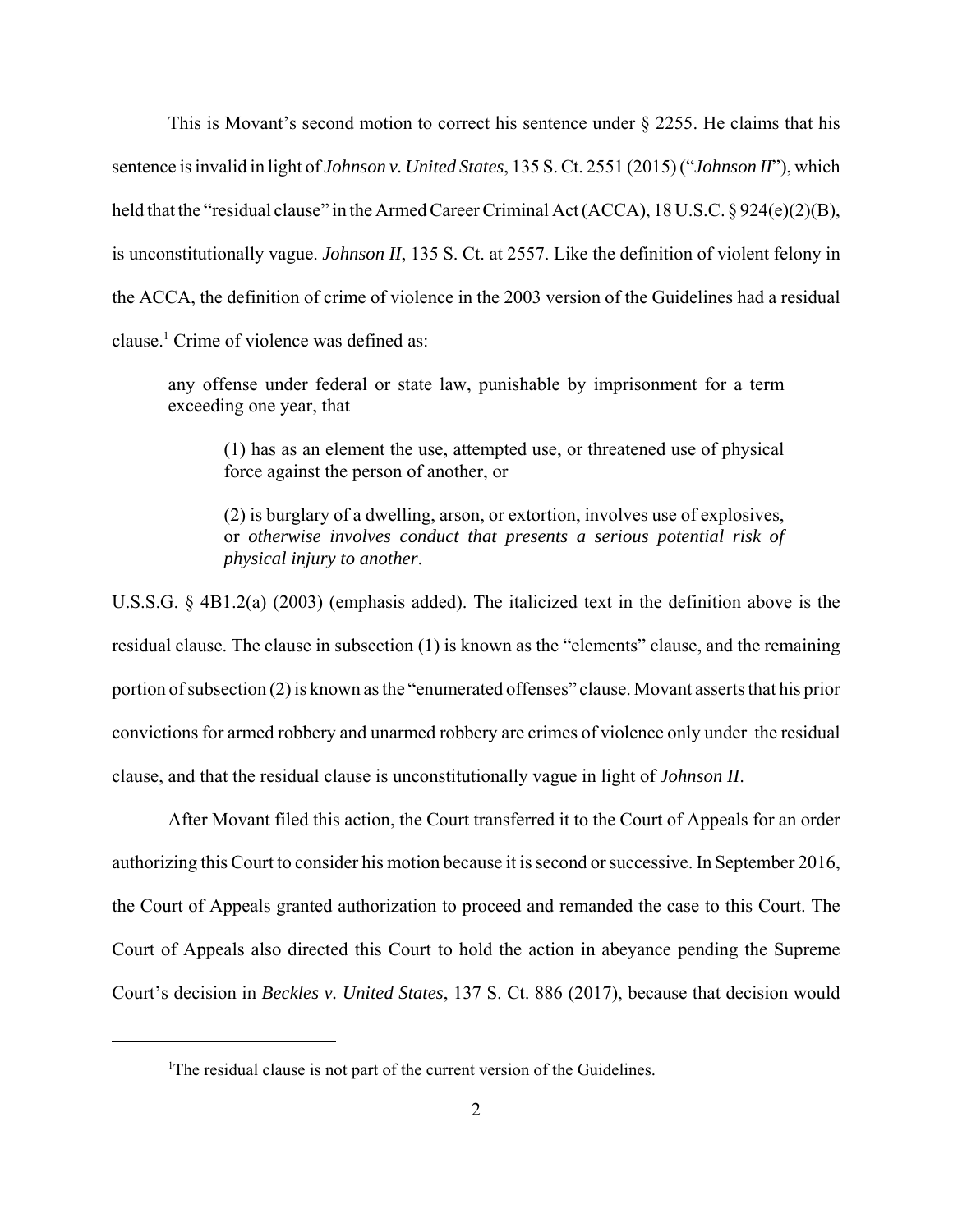This is Movant's second motion to correct his sentence under § 2255. He claims that his sentence is invalid in light of *Johnson v. United States*, 135 S. Ct. 2551 (2015) ("*Johnson II*"), which held that the "residual clause" in the Armed Career Criminal Act (ACCA), 18 U.S.C. § 924(e)(2)(B), is unconstitutionally vague. *Johnson II*, 135 S. Ct. at 2557. Like the definition of violent felony in the ACCA, the definition of crime of violence in the 2003 version of the Guidelines had a residual clause.[1] Crime of violence was defined as:

> any offense under federal or state law, punishable by imprisonment for a term exceeding one year, that –
>
> > (1) has as an element the use, attempted use, or threatened use of physical force against the person of another, or
> >
> > (2) is burglary of a dwelling, arson, or extortion, involves use of explosives, or *otherwise involves conduct that presents a serious potential risk of physical injury to another*.

U.S.S.G. § 4B1.2(a) (2003) (emphasis added). The italicized text in the definition above is the residual clause. The clause in subsection (1) is known as the "elements" clause, and the remaining portion of subsection (2) is known as the "enumerated offenses" clause. Movant asserts that his prior convictions for armed robbery and unarmed robbery are crimes of violence only under the residual clause, and that the residual clause is unconstitutionally vague in light of *Johnson II*.

After Movant filed this action, the Court transferred it to the Court of Appeals for an order authorizing this Court to consider his motion because it is second or successive. In September 2016, the Court of Appeals granted authorization to proceed and remanded the case to this Court. The Court of Appeals also directed this Court to hold the action in abeyance pending the Supreme Court's decision in *Beckles v. United States*, 137 S. Ct. 886 (2017), because that decision would

---

[1] The residual clause is not part of the current version of the Guidelines.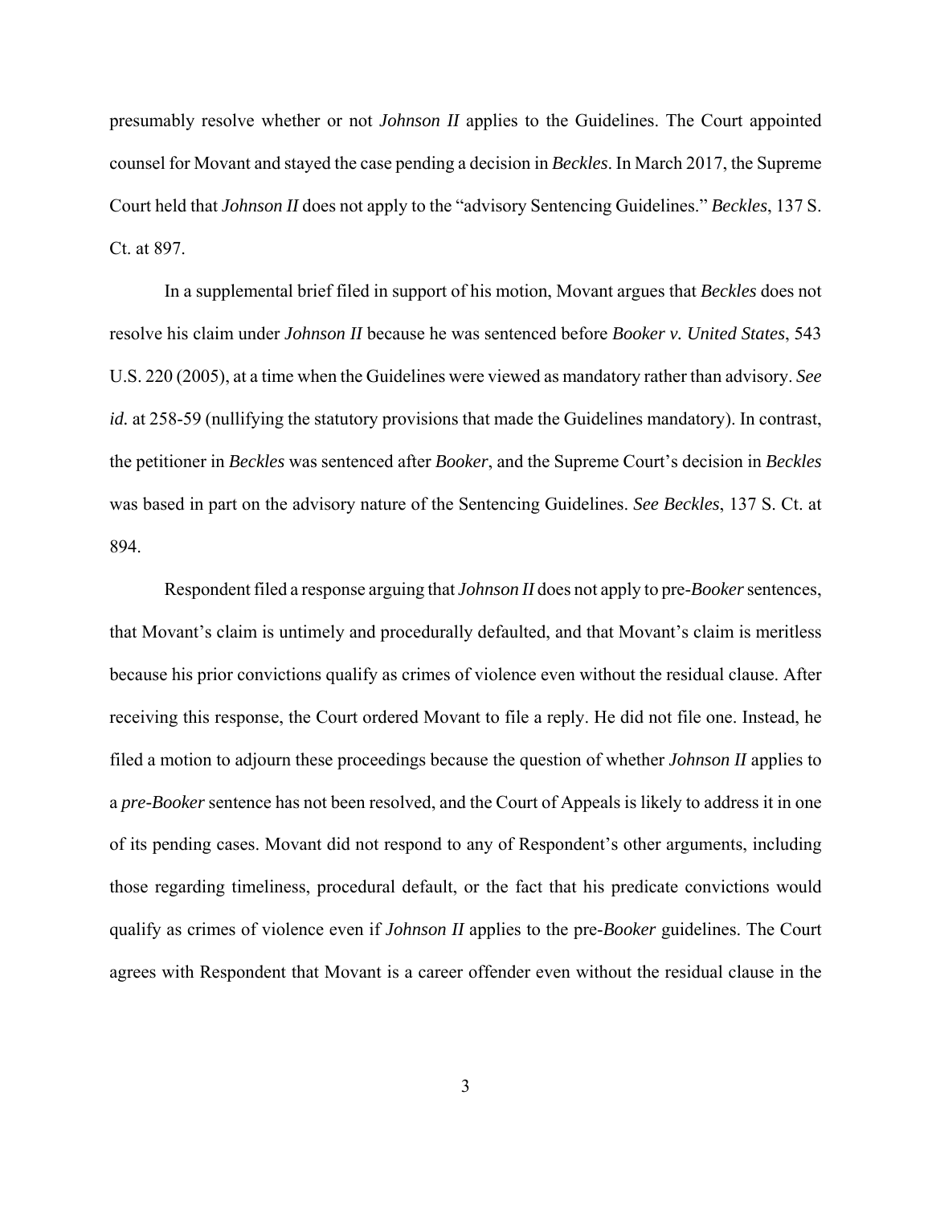presumably resolve whether or not *Johnson II* applies to the Guidelines. The Court appointed counsel for Movant and stayed the case pending a decision in *Beckles*. In March 2017, the Supreme Court held that *Johnson II* does not apply to the "advisory Sentencing Guidelines." *Beckles*, 137 S. Ct. at 897.

In a supplemental brief filed in support of his motion, Movant argues that *Beckles* does not resolve his claim under *Johnson II* because he was sentenced before *Booker v. United States*, 543 U.S. 220 (2005), at a time when the Guidelines were viewed as mandatory rather than advisory. *See id.* at 258-59 (nullifying the statutory provisions that made the Guidelines mandatory). In contrast, the petitioner in *Beckles* was sentenced after *Booker*, and the Supreme Court's decision in *Beckles* was based in part on the advisory nature of the Sentencing Guidelines. *See Beckles*, 137 S. Ct. at 894.

Respondent filed a response arguing that *Johnson II* does not apply to pre-*Booker* sentences, that Movant's claim is untimely and procedurally defaulted, and that Movant's claim is meritless because his prior convictions qualify as crimes of violence even without the residual clause. After receiving this response, the Court ordered Movant to file a reply. He did not file one. Instead, he filed a motion to adjourn these proceedings because the question of whether *Johnson II* applies to a *pre-Booker* sentence has not been resolved, and the Court of Appeals is likely to address it in one of its pending cases. Movant did not respond to any of Respondent's other arguments, including those regarding timeliness, procedural default, or the fact that his predicate convictions would qualify as crimes of violence even if *Johnson II* applies to the pre-*Booker* guidelines. The Court agrees with Respondent that Movant is a career offender even without the residual clause in the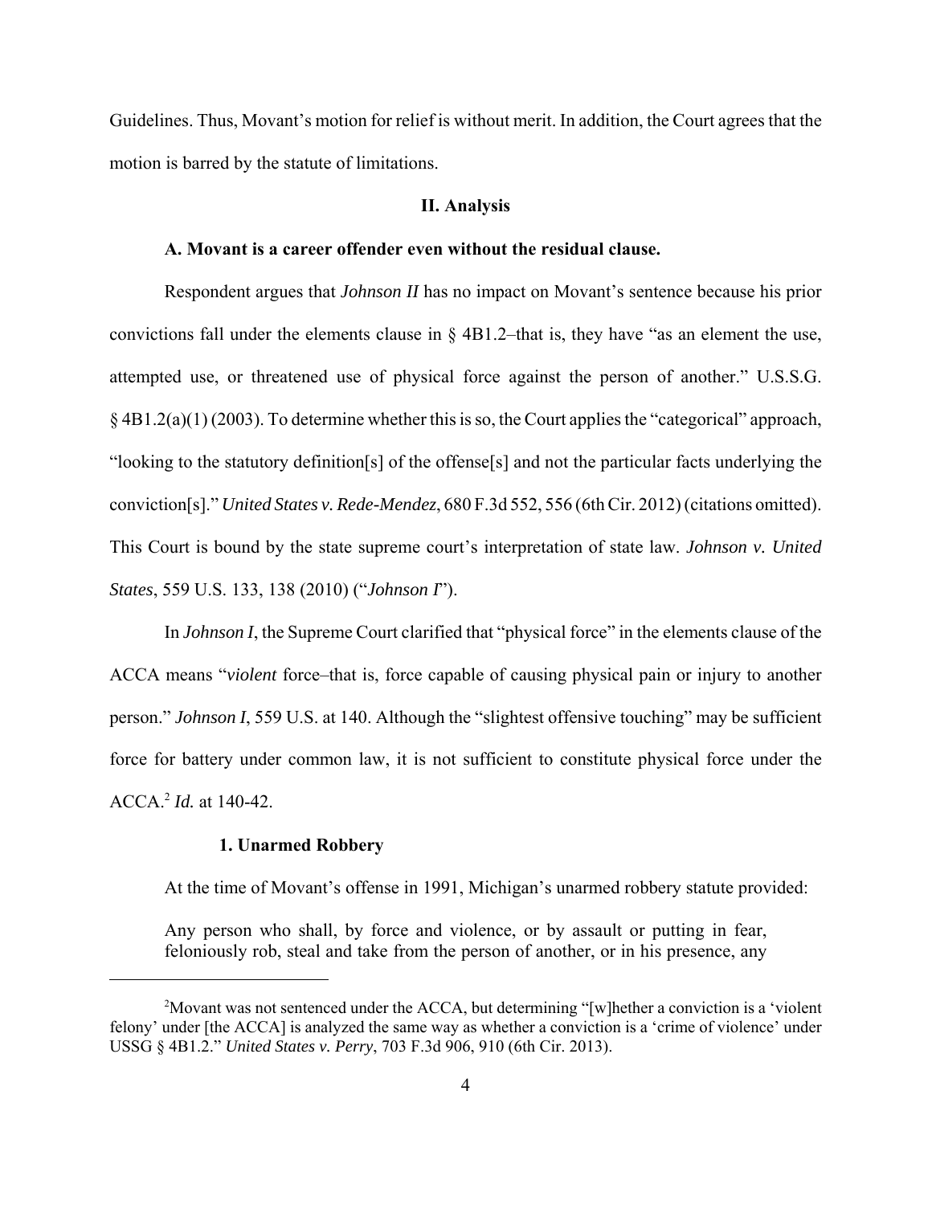Guidelines. Thus, Movant's motion for relief is without merit. In addition, the Court agrees that the motion is barred by the statute of limitations.

## II. Analysis

### A. Movant is a career offender even without the residual clause.

Respondent argues that *Johnson II* has no impact on Movant's sentence because his prior convictions fall under the elements clause in § 4B1.2–that is, they have "as an element the use, attempted use, or threatened use of physical force against the person of another." U.S.S.G. § 4B1.2(a)(1) (2003). To determine whether this is so, the Court applies the "categorical" approach, "looking to the statutory definition[s] of the offense[s] and not the particular facts underlying the conviction[s]." *United States v. Rede-Mendez*, 680 F.3d 552, 556 (6th Cir. 2012) (citations omitted). This Court is bound by the state supreme court's interpretation of state law. *Johnson v. United States*, 559 U.S. 133, 138 (2010) ("*Johnson I*").

In *Johnson I*, the Supreme Court clarified that "physical force" in the elements clause of the ACCA means "*violent* force–that is, force capable of causing physical pain or injury to another person." *Johnson I*, 559 U.S. at 140. Although the "slightest offensive touching" may be sufficient force for battery under common law, it is not sufficient to constitute physical force under the ACCA.[2] *Id.* at 140-42.

#### 1. Unarmed Robbery

At the time of Movant's offense in 1991, Michigan's unarmed robbery statute provided:

> Any person who shall, by force and violence, or by assault or putting in fear, feloniously rob, steal and take from the person of another, or in his presence, any

[2]Movant was not sentenced under the ACCA, but determining "[w]hether a conviction is a 'violent felony' under [the ACCA] is analyzed the same way as whether a conviction is a 'crime of violence' under USSG § 4B1.2." *United States v. Perry*, 703 F.3d 906, 910 (6th Cir. 2013).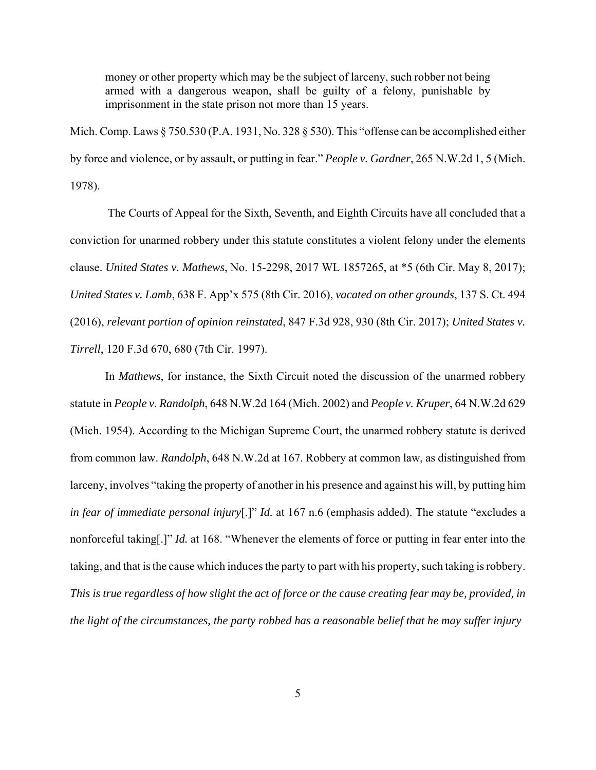> money or other property which may be the subject of larceny, such robber not being armed with a dangerous weapon, shall be guilty of a felony, punishable by imprisonment in the state prison not more than 15 years.

Mich. Comp. Laws § 750.530 (P.A. 1931, No. 328 § 530). This "offense can be accomplished either by force and violence, or by assault, or putting in fear." *People v. Gardner*, 265 N.W.2d 1, 5 (Mich. 1978).

The Courts of Appeal for the Sixth, Seventh, and Eighth Circuits have all concluded that a conviction for unarmed robbery under this statute constitutes a violent felony under the elements clause. *United States v. Mathews*, No. 15-2298, 2017 WL 1857265, at *5 (6th Cir. May 8, 2017); *United States v. Lamb*, 638 F. App'x 575 (8th Cir. 2016), *vacated on other grounds*, 137 S. Ct. 494 (2016), *relevant portion of opinion reinstated*, 847 F.3d 928, 930 (8th Cir. 2017); *United States v. Tirrell*, 120 F.3d 670, 680 (7th Cir. 1997).

In *Mathews*, for instance, the Sixth Circuit noted the discussion of the unarmed robbery statute in *People v. Randolph*, 648 N.W.2d 164 (Mich. 2002) and *People v. Kruper*, 64 N.W.2d 629 (Mich. 1954). According to the Michigan Supreme Court, the unarmed robbery statute is derived from common law. *Randolph*, 648 N.W.2d at 167. Robbery at common law, as distinguished from larceny, involves "taking the property of another in his presence and against his will, by putting him *in fear of immediate personal injury*[.]" *Id.* at 167 n.6 (emphasis added). The statute "excludes a nonforceful taking[.]" *Id.* at 168. "Whenever the elements of force or putting in fear enter into the taking, and that is the cause which induces the party to part with his property, such taking is robbery. *This is true regardless of how slight the act of force or the cause creating fear may be, provided, in the light of the circumstances, the party robbed has a reasonable belief that he may suffer injury*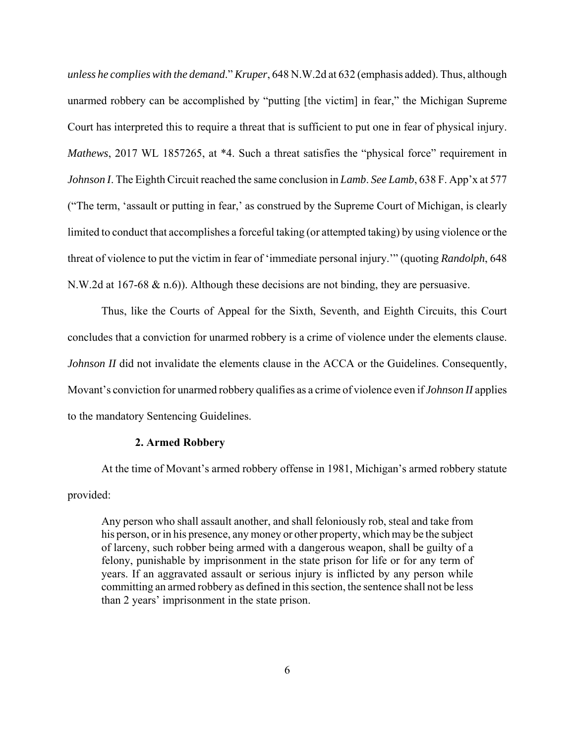*unless he complies with the demand*." *Kruper*, 648 N.W.2d at 632 (emphasis added). Thus, although unarmed robbery can be accomplished by "putting [the victim] in fear," the Michigan Supreme Court has interpreted this to require a threat that is sufficient to put one in fear of physical injury. *Mathews*, 2017 WL 1857265, at *4. Such a threat satisfies the "physical force" requirement in *Johnson I*. The Eighth Circuit reached the same conclusion in *Lamb*. *See Lamb*, 638 F. App'x at 577 ("The term, 'assault or putting in fear,' as construed by the Supreme Court of Michigan, is clearly limited to conduct that accomplishes a forceful taking (or attempted taking) by using violence or the threat of violence to put the victim in fear of 'immediate personal injury.'" (quoting *Randolph*, 648 N.W.2d at 167-68 & n.6)). Although these decisions are not binding, they are persuasive.

Thus, like the Courts of Appeal for the Sixth, Seventh, and Eighth Circuits, this Court concludes that a conviction for unarmed robbery is a crime of violence under the elements clause. *Johnson II* did not invalidate the elements clause in the ACCA or the Guidelines. Consequently, Movant's conviction for unarmed robbery qualifies as a crime of violence even if *Johnson II* applies to the mandatory Sentencing Guidelines.

### 2. Armed Robbery

At the time of Movant's armed robbery offense in 1981, Michigan's armed robbery statute provided:

> Any person who shall assault another, and shall feloniously rob, steal and take from his person, or in his presence, any money or other property, which may be the subject of larceny, such robber being armed with a dangerous weapon, shall be guilty of a felony, punishable by imprisonment in the state prison for life or for any term of years. If an aggravated assault or serious injury is inflicted by any person while committing an armed robbery as defined in this section, the sentence shall not be less than 2 years' imprisonment in the state prison.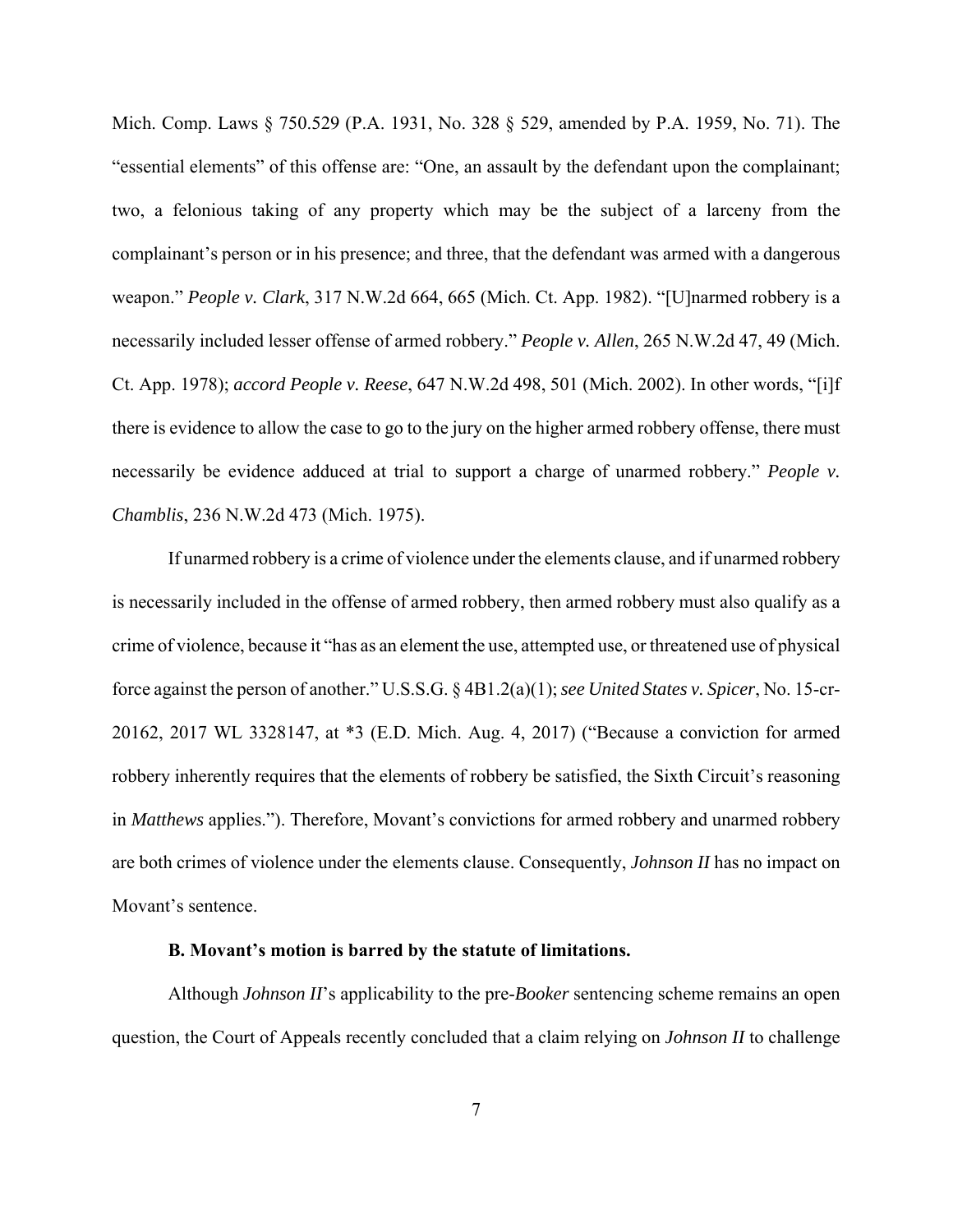Mich. Comp. Laws § 750.529 (P.A. 1931, No. 328 § 529, amended by P.A. 1959, No. 71). The "essential elements" of this offense are: "One, an assault by the defendant upon the complainant; two, a felonious taking of any property which may be the subject of a larceny from the complainant's person or in his presence; and three, that the defendant was armed with a dangerous weapon." *People v. Clark*, 317 N.W.2d 664, 665 (Mich. Ct. App. 1982). "[U]narmed robbery is a necessarily included lesser offense of armed robbery." *People v. Allen*, 265 N.W.2d 47, 49 (Mich. Ct. App. 1978); *accord People v. Reese*, 647 N.W.2d 498, 501 (Mich. 2002). In other words, "[i]f there is evidence to allow the case to go to the jury on the higher armed robbery offense, there must necessarily be evidence adduced at trial to support a charge of unarmed robbery." *People v. Chamblis*, 236 N.W.2d 473 (Mich. 1975).

If unarmed robbery is a crime of violence under the elements clause, and if unarmed robbery is necessarily included in the offense of armed robbery, then armed robbery must also qualify as a crime of violence, because it "has as an element the use, attempted use, or threatened use of physical force against the person of another." U.S.S.G. § 4B1.2(a)(1); *see United States v. Spicer*, No. 15-cr-20162, 2017 WL 3328147, at *3 (E.D. Mich. Aug. 4, 2017) ("Because a conviction for armed robbery inherently requires that the elements of robbery be satisfied, the Sixth Circuit's reasoning in *Matthews* applies."). Therefore, Movant's convictions for armed robbery and unarmed robbery are both crimes of violence under the elements clause. Consequently, *Johnson II* has no impact on Movant's sentence.

**B. Movant's motion is barred by the statute of limitations.**

Although *Johnson II*'s applicability to the pre-*Booker* sentencing scheme remains an open question, the Court of Appeals recently concluded that a claim relying on *Johnson II* to challenge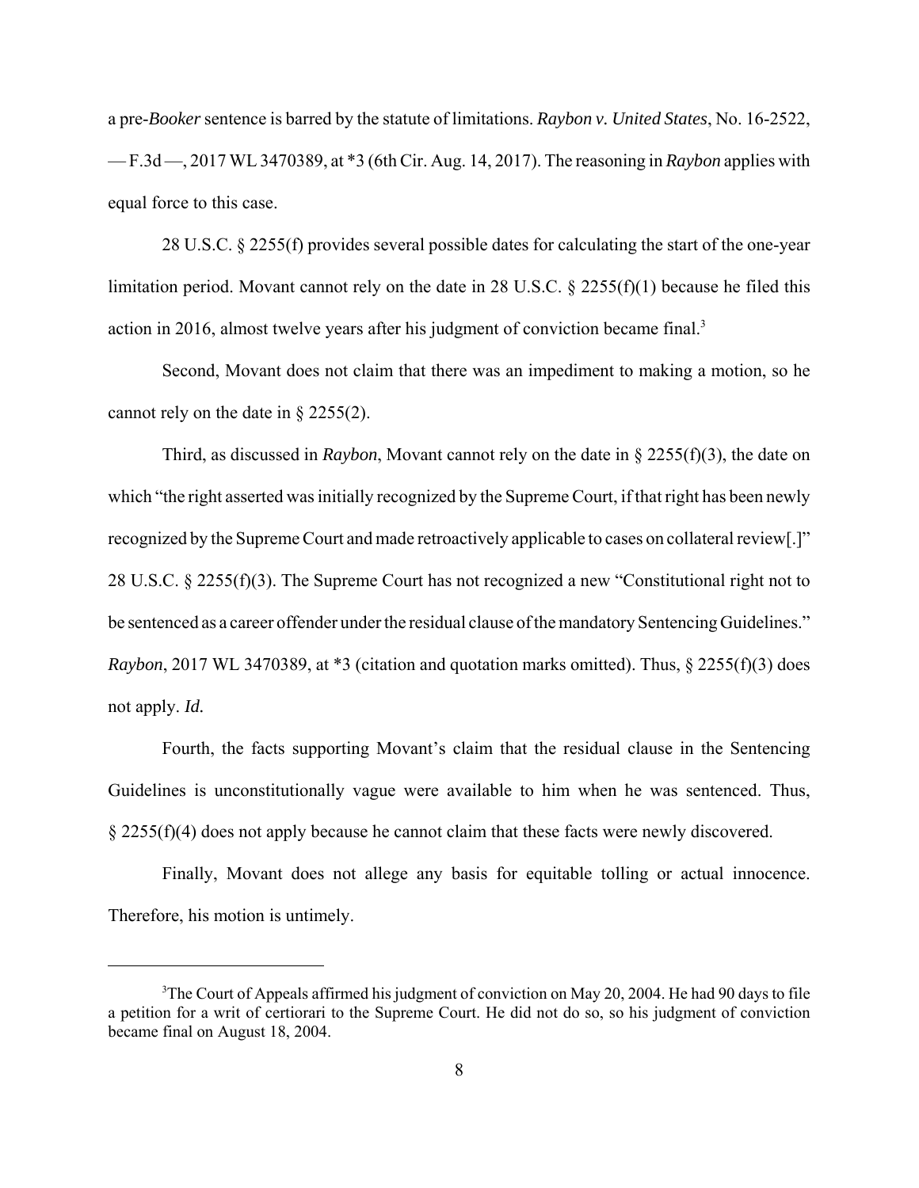a pre-*Booker* sentence is barred by the statute of limitations. *Raybon v. United States*, No. 16-2522, — F.3d —, 2017 WL 3470389, at *3 (6th Cir. Aug. 14, 2017). The reasoning in *Raybon* applies with equal force to this case.

28 U.S.C. § 2255(f) provides several possible dates for calculating the start of the one-year limitation period. Movant cannot rely on the date in 28 U.S.C. § 2255(f)(1) because he filed this action in 2016, almost twelve years after his judgment of conviction became final.[3]

Second, Movant does not claim that there was an impediment to making a motion, so he cannot rely on the date in § 2255(2).

Third, as discussed in *Raybon*, Movant cannot rely on the date in § 2255(f)(3), the date on which "the right asserted was initially recognized by the Supreme Court, if that right has been newly recognized by the Supreme Court and made retroactively applicable to cases on collateral review[.]" 28 U.S.C. § 2255(f)(3). The Supreme Court has not recognized a new "Constitutional right not to be sentenced as a career offender under the residual clause of the mandatory Sentencing Guidelines." *Raybon*, 2017 WL 3470389, at *3 (citation and quotation marks omitted). Thus, § 2255(f)(3) does not apply. *Id.*

Fourth, the facts supporting Movant's claim that the residual clause in the Sentencing Guidelines is unconstitutionally vague were available to him when he was sentenced. Thus, § 2255(f)(4) does not apply because he cannot claim that these facts were newly discovered.

Finally, Movant does not allege any basis for equitable tolling or actual innocence. Therefore, his motion is untimely.

---

[3] The Court of Appeals affirmed his judgment of conviction on May 20, 2004. He had 90 days to file a petition for a writ of certiorari to the Supreme Court. He did not do so, so his judgment of conviction became final on August 18, 2004.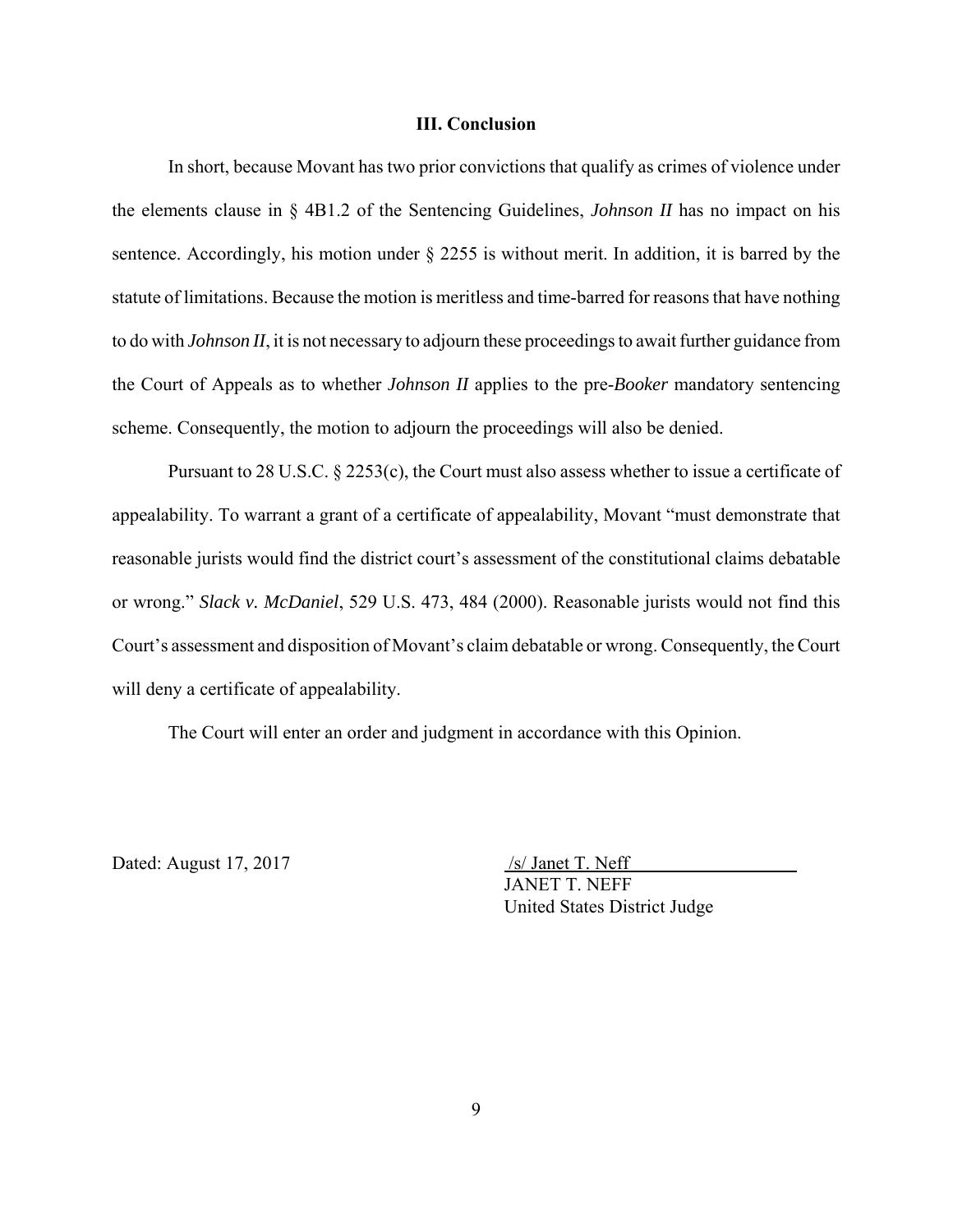## III. Conclusion

In short, because Movant has two prior convictions that qualify as crimes of violence under the elements clause in § 4B1.2 of the Sentencing Guidelines, *Johnson II* has no impact on his sentence. Accordingly, his motion under § 2255 is without merit. In addition, it is barred by the statute of limitations. Because the motion is meritless and time-barred for reasons that have nothing to do with *Johnson II*, it is not necessary to adjourn these proceedings to await further guidance from the Court of Appeals as to whether *Johnson II* applies to the pre-*Booker* mandatory sentencing scheme. Consequently, the motion to adjourn the proceedings will also be denied.

Pursuant to 28 U.S.C. § 2253(c), the Court must also assess whether to issue a certificate of appealability. To warrant a grant of a certificate of appealability, Movant "must demonstrate that reasonable jurists would find the district court's assessment of the constitutional claims debatable or wrong." *Slack v. McDaniel*, 529 U.S. 473, 484 (2000). Reasonable jurists would not find this Court's assessment and disposition of Movant's claim debatable or wrong. Consequently, the Court will deny a certificate of appealability.

The Court will enter an order and judgment in accordance with this Opinion.

Dated: August 17, 2017

/s/ Janet T. Neff
JANET T. NEFF
United States District Judge